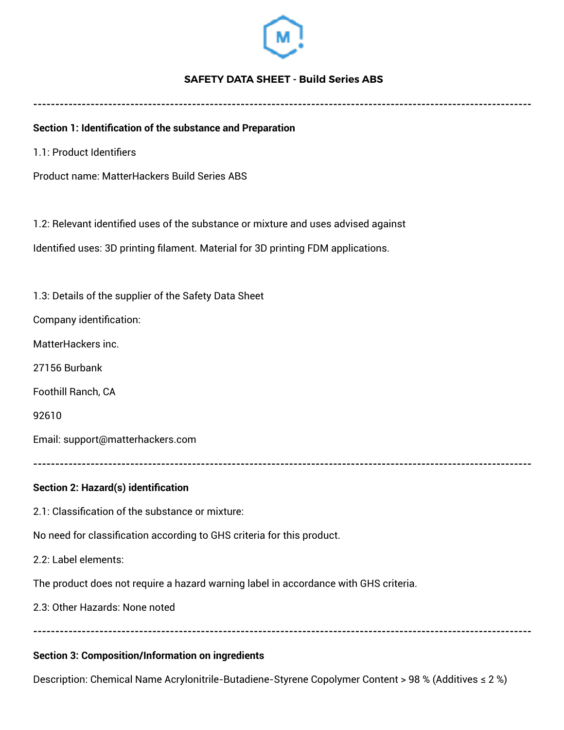# SAFETY DATA SHEET - Build Series ABS

---

**Section 1: Identification of the substance and Preparation**

1.1: Product Identifiers

Product name: MatterHackers Build Series ABS

1.2: Relevant identified uses of the substance or mixture and uses advised against

Identified uses: 3D printing filament. Material for 3D printing FDM applications.

1.3: Details of the supplier of the Safety Data Sheet

Company identification:

MatterHackers inc.

27156 Burbank

Foothill Ranch, CA

92610

Email: support@matterhackers.com

---

**Section 2: Hazard(s) identification**

2.1: Classification of the substance or mixture:

No need for classification according to GHS criteria for this product.

2.2: Label elements:

The product does not require a hazard warning label in accordance with GHS criteria.

2.3: Other Hazards: None noted

---

**Section 3: Composition/Information on ingredients**

Description: Chemical Name Acrylonitrile-Butadiene-Styrene Copolymer Content > 98 % (Additives ≤ 2 %)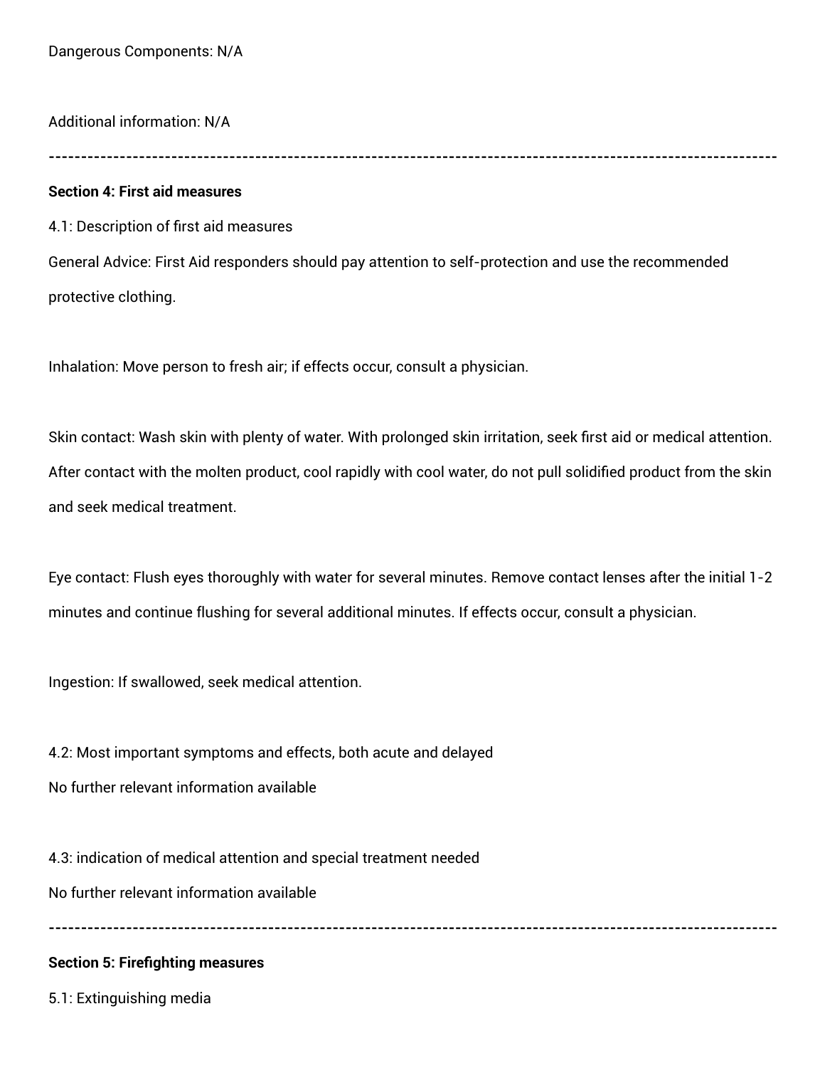Dangerous Components: N/A

Additional information: N/A

---

**Section 4: First aid measures**

4.1: Description of first aid measures

General Advice: First Aid responders should pay attention to self-protection and use the recommended protective clothing.

Inhalation: Move person to fresh air; if effects occur, consult a physician.

Skin contact: Wash skin with plenty of water. With prolonged skin irritation, seek first aid or medical attention. After contact with the molten product, cool rapidly with cool water, do not pull solidified product from the skin and seek medical treatment.

Eye contact: Flush eyes thoroughly with water for several minutes. Remove contact lenses after the initial 1-2 minutes and continue flushing for several additional minutes. If effects occur, consult a physician.

Ingestion: If swallowed, seek medical attention.

4.2: Most important symptoms and effects, both acute and delayed

No further relevant information available

4.3: indication of medical attention and special treatment needed

No further relevant information available

---

**Section 5: Firefighting measures**

5.1: Extinguishing media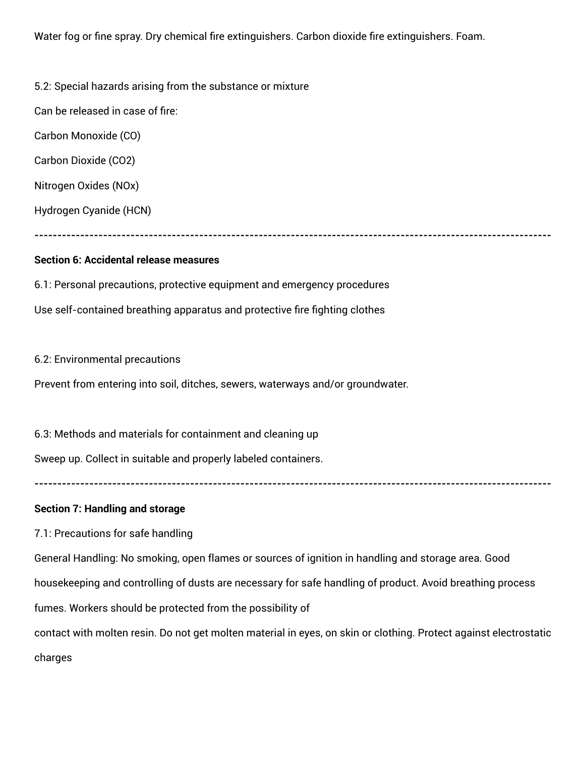Water fog or fine spray. Dry chemical fire extinguishers. Carbon dioxide fire extinguishers. Foam.

5.2: Special hazards arising from the substance or mixture

Can be released in case of fire:

Carbon Monoxide (CO)

Carbon Dioxide ($CO_2$)

Nitrogen Oxides ($NO_x$)

Hydrogen Cyanide (HCN)

---

**Section 6: Accidental release measures**

6.1: Personal precautions, protective equipment and emergency procedures

Use self-contained breathing apparatus and protective fire fighting clothes

6.2: Environmental precautions

Prevent from entering into soil, ditches, sewers, waterways and/or groundwater.

6.3: Methods and materials for containment and cleaning up

Sweep up. Collect in suitable and properly labeled containers.

---

**Section 7: Handling and storage**

7.1: Precautions for safe handling

General Handling: No smoking, open flames or sources of ignition in handling and storage area. Good housekeeping and controlling of dusts are necessary for safe handling of product. Avoid breathing process fumes. Workers should be protected from the possibility of contact with molten resin. Do not get molten material in eyes, on skin or clothing. Protect against electrostatic charges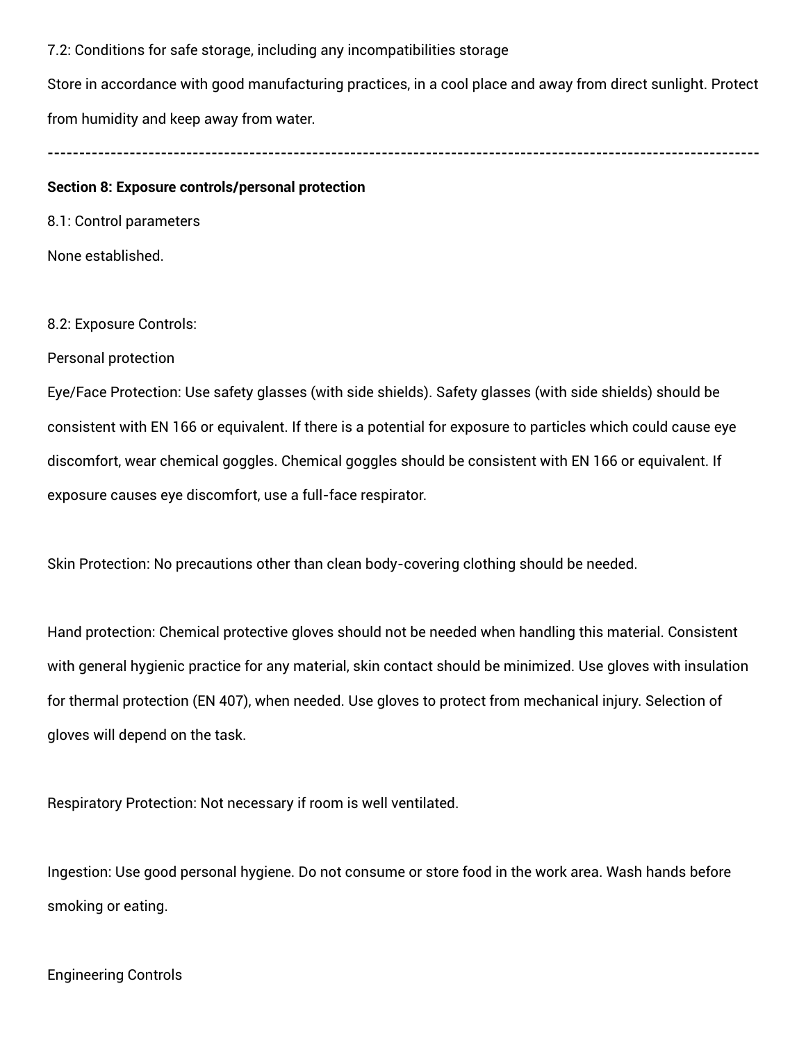7.2: Conditions for safe storage, including any incompatibilities storage

Store in accordance with good manufacturing practices, in a cool place and away from direct sunlight. Protect from humidity and keep away from water.

---

**Section 8: Exposure controls/personal protection**

8.1: Control parameters

None established.

8.2: Exposure Controls:

Personal protection

Eye/Face Protection: Use safety glasses (with side shields). Safety glasses (with side shields) should be consistent with EN 166 or equivalent. If there is a potential for exposure to particles which could cause eye discomfort, wear chemical goggles. Chemical goggles should be consistent with EN 166 or equivalent. If exposure causes eye discomfort, use a full-face respirator.

Skin Protection: No precautions other than clean body-covering clothing should be needed.

Hand protection: Chemical protective gloves should not be needed when handling this material. Consistent with general hygienic practice for any material, skin contact should be minimized. Use gloves with insulation for thermal protection (EN 407), when needed. Use gloves to protect from mechanical injury. Selection of gloves will depend on the task.

Respiratory Protection: Not necessary if room is well ventilated.

Ingestion: Use good personal hygiene. Do not consume or store food in the work area. Wash hands before smoking or eating.

Engineering Controls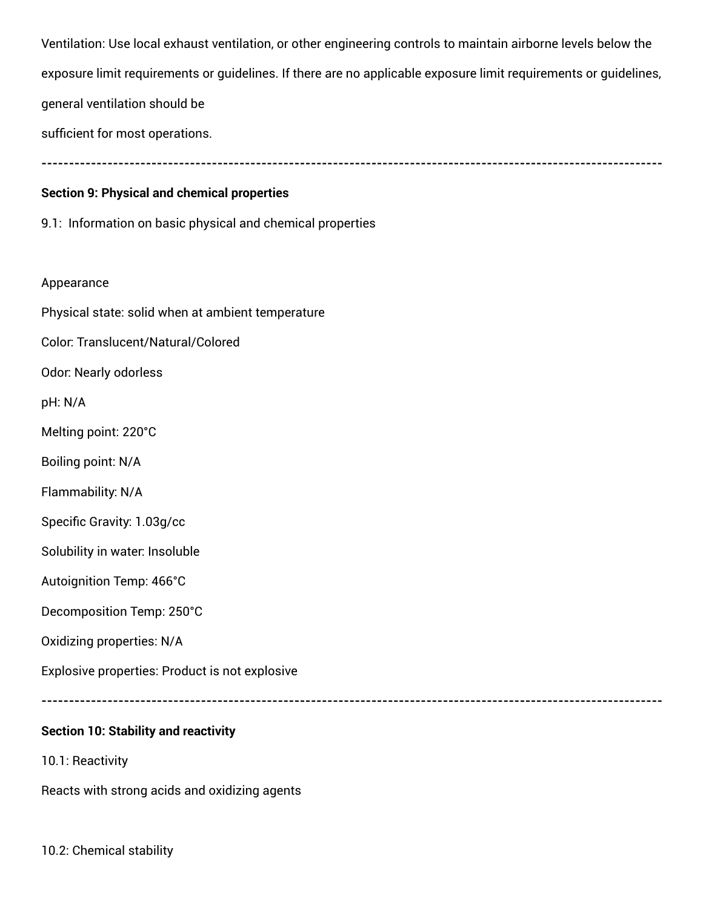Ventilation: Use local exhaust ventilation, or other engineering controls to maintain airborne levels below the exposure limit requirements or guidelines. If there are no applicable exposure limit requirements or guidelines, general ventilation should be
sufficient for most operations.

---

**Section 9: Physical and chemical properties**

9.1: Information on basic physical and chemical properties

Appearance

Physical state: solid when at ambient temperature

Color: Translucent/Natural/Colored

Odor: Nearly odorless

pH: N/A

Melting point: 220°C

Boiling point: N/A

Flammability: N/A

Specific Gravity: 1.03g/cc

Solubility in water: Insoluble

Autoignition Temp: 466°C

Decomposition Temp: 250°C

Oxidizing properties: N/A

Explosive properties: Product is not explosive

---

**Section 10: Stability and reactivity**

10.1: Reactivity

Reacts with strong acids and oxidizing agents

10.2: Chemical stability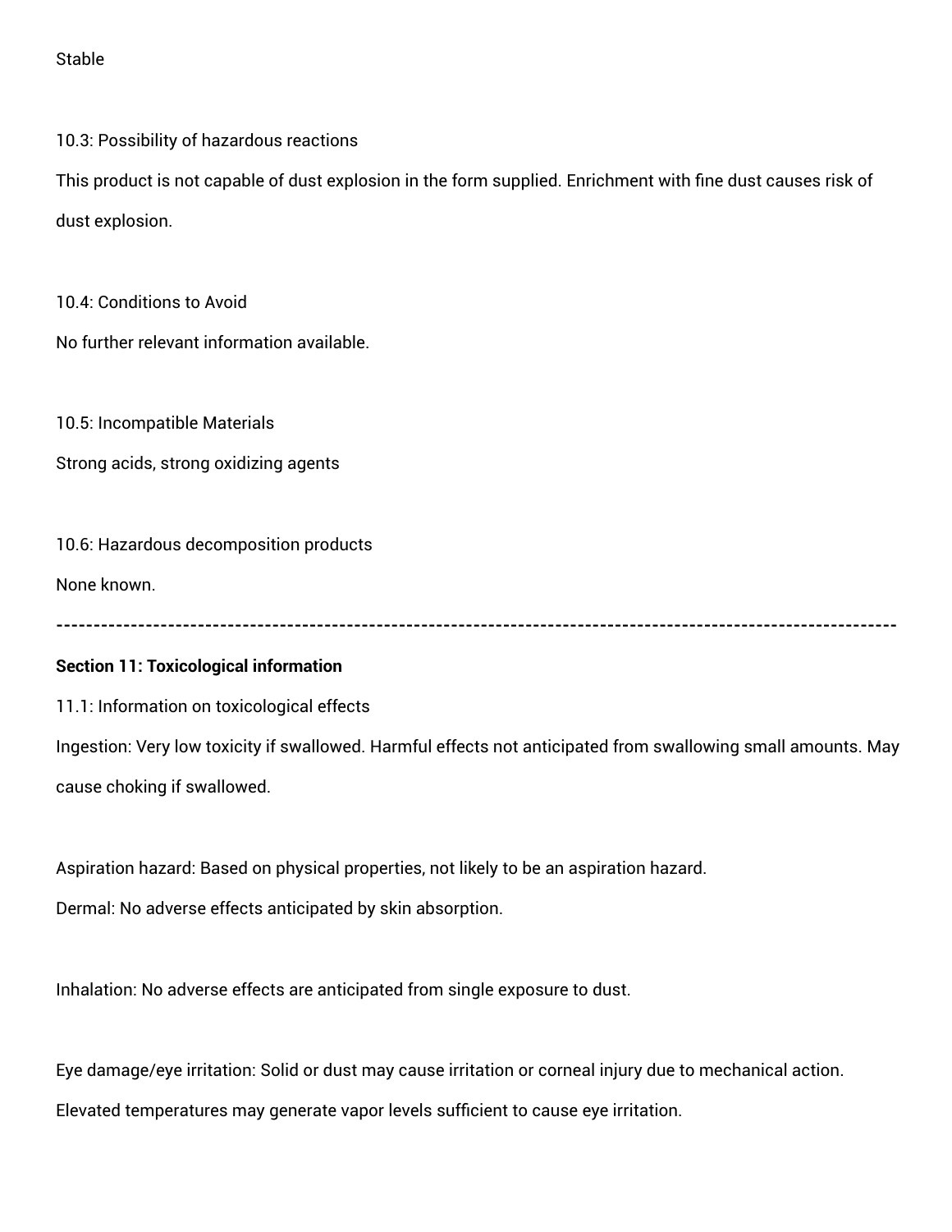Stable

10.3: Possibility of hazardous reactions

This product is not capable of dust explosion in the form supplied. Enrichment with fine dust causes risk of dust explosion.

10.4: Conditions to Avoid

No further relevant information available.

10.5: Incompatible Materials

Strong acids, strong oxidizing agents

10.6: Hazardous decomposition products

None known.

---

**Section 11: Toxicological information**

11.1: Information on toxicological effects

Ingestion: Very low toxicity if swallowed. Harmful effects not anticipated from swallowing small amounts. May cause choking if swallowed.

Aspiration hazard: Based on physical properties, not likely to be an aspiration hazard.

Dermal: No adverse effects anticipated by skin absorption.

Inhalation: No adverse effects are anticipated from single exposure to dust.

Eye damage/eye irritation: Solid or dust may cause irritation or corneal injury due to mechanical action. Elevated temperatures may generate vapor levels sufficient to cause eye irritation.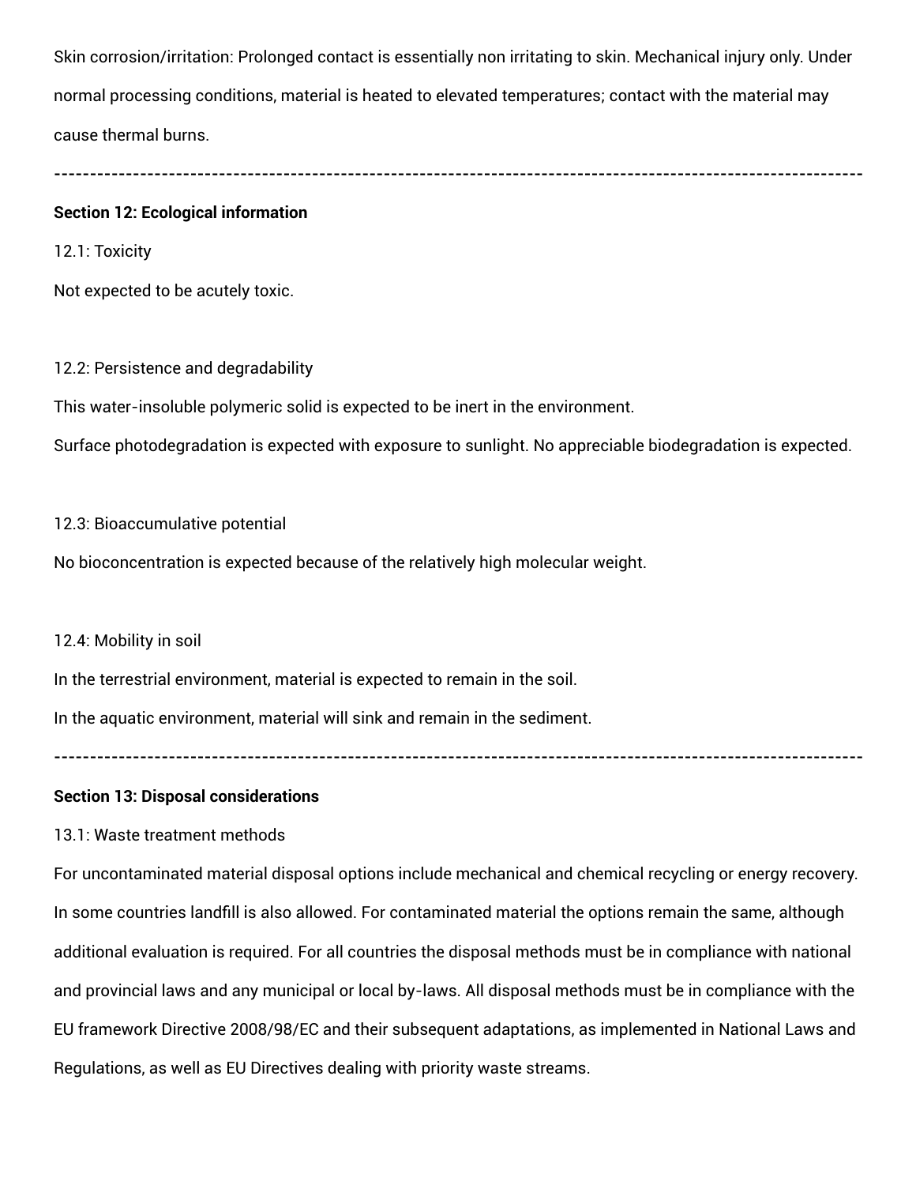Skin corrosion/irritation: Prolonged contact is essentially non irritating to skin. Mechanical injury only. Under normal processing conditions, material is heated to elevated temperatures; contact with the material may cause thermal burns.

---

**Section 12: Ecological information**

12.1: Toxicity

Not expected to be acutely toxic.

12.2: Persistence and degradability

This water-insoluble polymeric solid is expected to be inert in the environment.

Surface photodegradation is expected with exposure to sunlight. No appreciable biodegradation is expected.

12.3: Bioaccumulative potential

No bioconcentration is expected because of the relatively high molecular weight.

12.4: Mobility in soil

In the terrestrial environment, material is expected to remain in the soil.

In the aquatic environment, material will sink and remain in the sediment.

---

**Section 13: Disposal considerations**

13.1: Waste treatment methods

For uncontaminated material disposal options include mechanical and chemical recycling or energy recovery. In some countries landfill is also allowed. For contaminated material the options remain the same, although additional evaluation is required. For all countries the disposal methods must be in compliance with national and provincial laws and any municipal or local by-laws. All disposal methods must be in compliance with the EU framework Directive 2008/98/EC and their subsequent adaptations, as implemented in National Laws and Regulations, as well as EU Directives dealing with priority waste streams.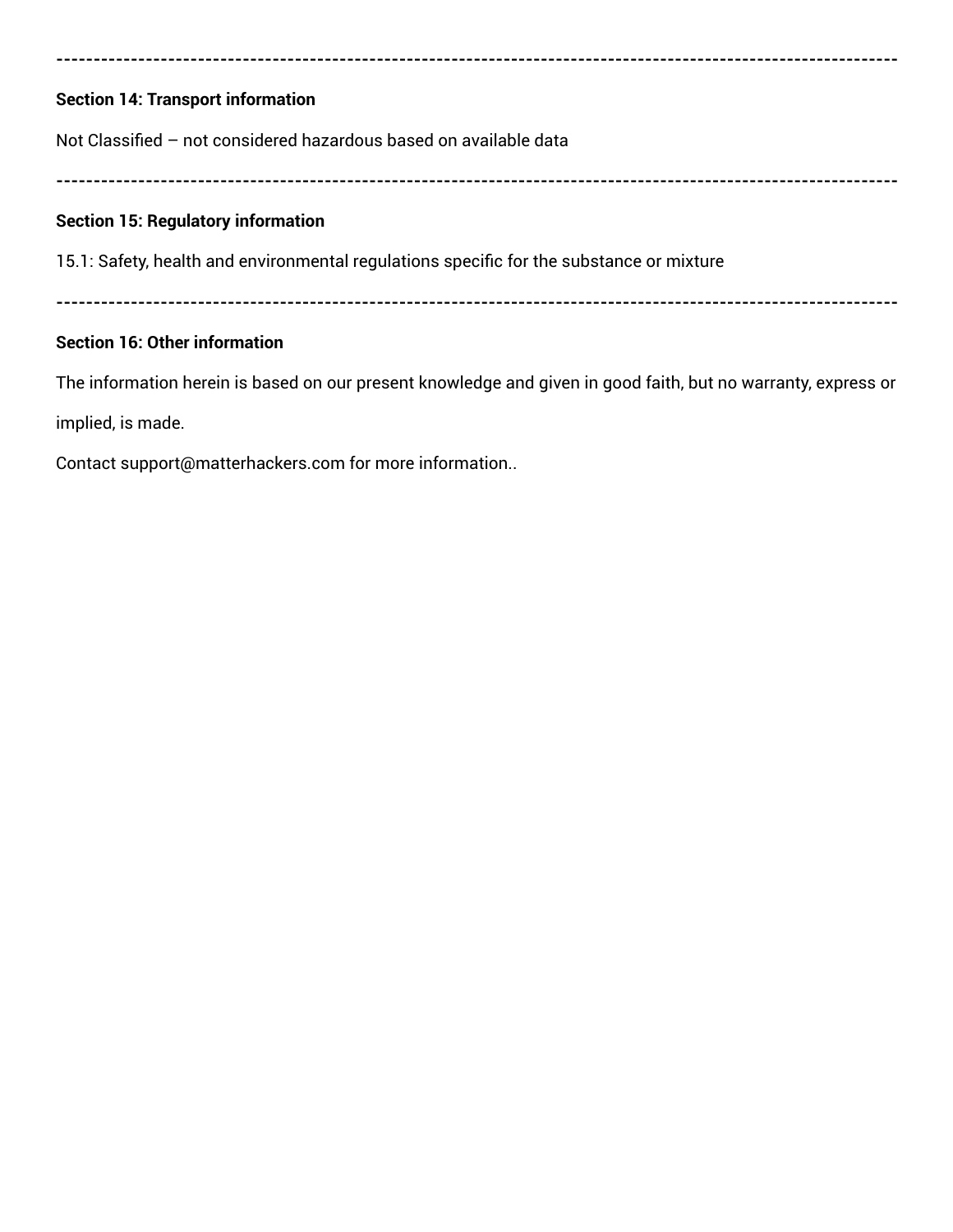---

**Section 14: Transport information**

Not Classified – not considered hazardous based on available data

---

**Section 15: Regulatory information**

15.1: Safety, health and environmental regulations specific for the substance or mixture

---

**Section 16: Other information**

The information herein is based on our present knowledge and given in good faith, but no warranty, express or implied, is made.

Contact support@matterhackers.com for more information..